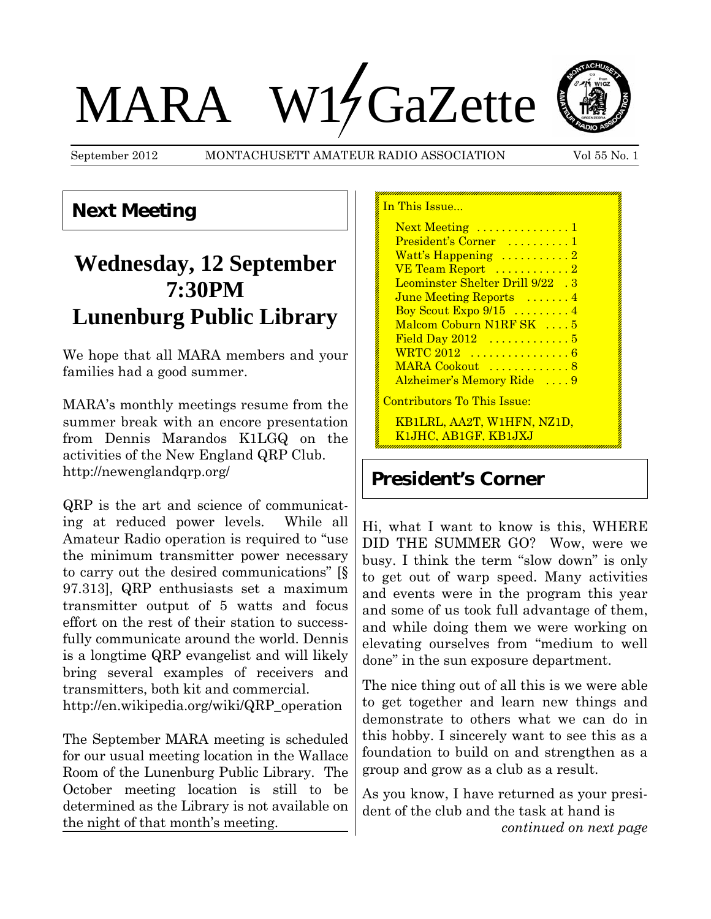# MARA W1GaZette

September 2012 MONTACHUSETT AMATEUR RADIO ASSOCIATION Vol 55 No. 1

## Next Meeting

# Wednesday, 12 September 7:30PM Lunenburg Public Library

We hope that all MARA members and your families had a good summer.

MARA's monthly meetings resume from the summer break with an encore presentation from Dennis Marandos K1LGQ on the activities of the New England QRP Club. http://newenglandqrp.org/

QRP is the art and science of communicating at reduced power levels. While all Amateur Radio operation is required to "use the minimum transmitter power necessary to carry out the desired communications" [§ 97.313], QRP enthusiasts set a maximum transmitter output of 5 watts and focus effort on the rest of their station to successfully communicate around the world. Dennis is a longtime QRP evangelist and will likely bring several examples of receivers and transmitters, both kit and commercial. http://en.wikipedia.org/wiki/QRP_operation

The September MARA meeting is scheduled for our usual meeting location in the Wallace Room of the Lunenburg Public Library. The October meeting location is still to be determined as the Library is not available on the night of that month's meeting.

In This Issue...

- Next Meeting . . . . . . . . . . . . . . 1
- President's Corner . . . . . . . . . . 1
- Watt's Happening . . . . . . . . . . . 2
- VE Team Report . . . . . . . . . . . . 2
- Leominster Shelter Drill 9/22 . 3
- June Meeting Reports . . . . . . . 4
- Boy Scout Expo 9/15 . . . . . . . . . 4
- Malcom Coburn N1RF SK . . . . 5
- Field Day 2012 . . . . . . . . . . . . . 5
- WRTC 2012 . . . . . . . . . . . . . . . . 6
- MARA Cookout . . . . . . . . . . . . . 8
- Alzheimer's Memory Ride . . . . 9

Contributors To This Issue:

KB1LRL, AA2T, W1HFN, NZ1D, K1JHC, AB1GF, KB1JXJ

## President's Corner

Hi, what I want to know is this, WHERE DID THE SUMMER GO? Wow, were we busy. I think the term "slow down" is only to get out of warp speed. Many activities and events were in the program this year and some of us took full advantage of them, and while doing them we were working on elevating ourselves from "medium to well done" in the sun exposure department.

The nice thing out of all this is we were able to get together and learn new things and demonstrate to others what we can do in this hobby. I sincerely want to see this as a foundation to build on and strengthen as a group and grow as a club as a result.

As you know, I have returned as your president of the club and the task at hand is

*continued on next page*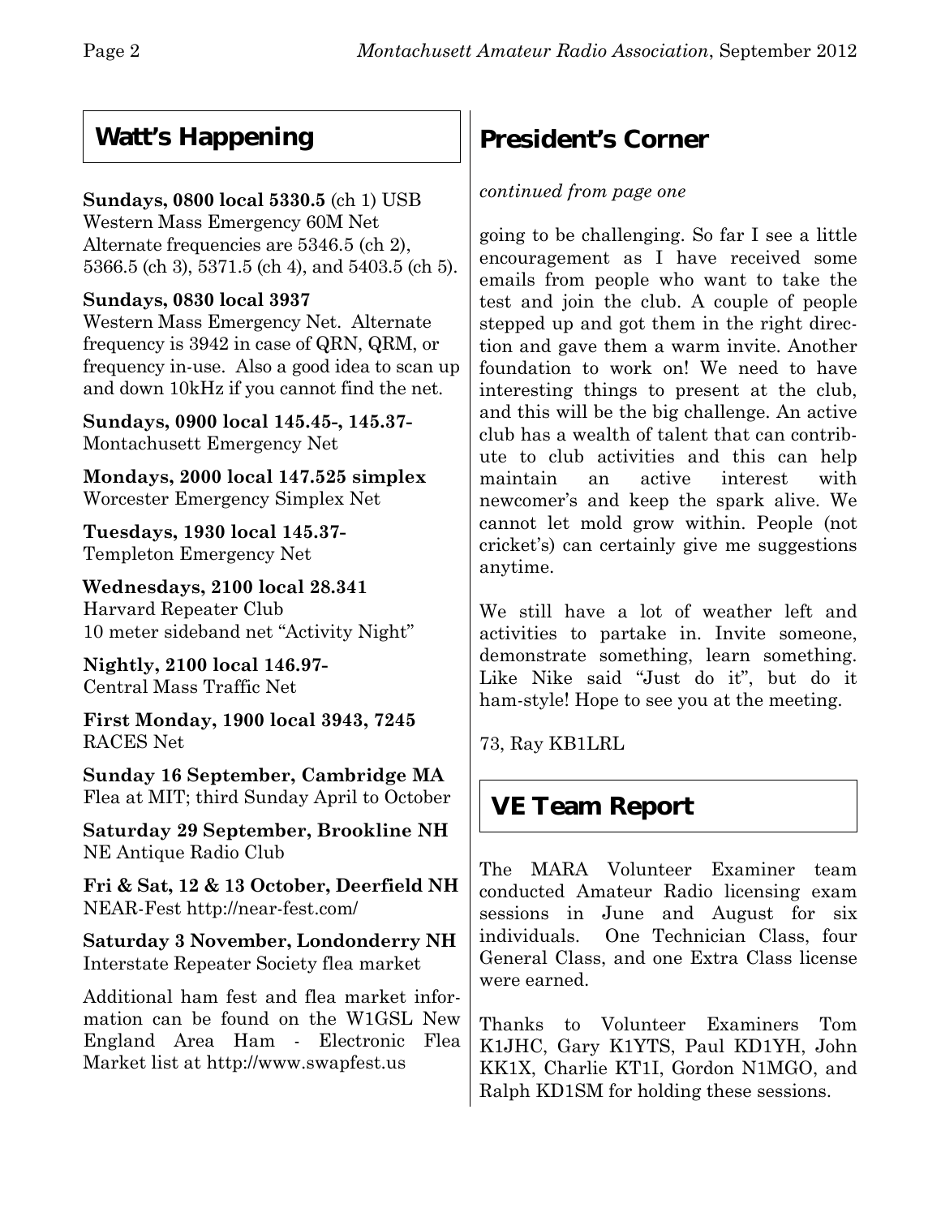## Watt's Happening

**Sundays, 0800 local 5330.5** (ch 1) USB
Western Mass Emergency 60M Net
Alternate frequencies are 5346.5 (ch 2), 5366.5 (ch 3), 5371.5 (ch 4), and 5403.5 (ch 5).

**Sundays, 0830 local 3937**
Western Mass Emergency Net. Alternate frequency is 3942 in case of QRN, QRM, or frequency in-use. Also a good idea to scan up and down 10kHz if you cannot find the net.

**Sundays, 0900 local 145.45-, 145.37-**
Montachusett Emergency Net

**Mondays, 2000 local 147.525 simplex**
Worcester Emergency Simplex Net

**Tuesdays, 1930 local 145.37-**
Templeton Emergency Net

**Wednesdays, 2100 local 28.341**
Harvard Repeater Club
10 meter sideband net "Activity Night"

**Nightly, 2100 local 146.97-**
Central Mass Traffic Net

**First Monday, 1900 local 3943, 7245**
RACES Net

**Sunday 16 September, Cambridge MA**
Flea at MIT; third Sunday April to October

**Saturday 29 September, Brookline NH**
NE Antique Radio Club

**Fri & Sat, 12 & 13 October, Deerfield NH**
NEAR-Fest http://near-fest.com/

**Saturday 3 November, Londonderry NH**
Interstate Repeater Society flea market

Additional ham fest and flea market information can be found on the W1GSL New England Area Ham - Electronic Flea Market list at http://www.swapfest.us

## President's Corner

*continued from page one*

going to be challenging. So far I see a little encouragement as I have received some emails from people who want to take the test and join the club. A couple of people stepped up and got them in the right direction and gave them a warm invite. Another foundation to work on! We need to have interesting things to present at the club, and this will be the big challenge. An active club has a wealth of talent that can contribute to club activities and this can help maintain an active interest with newcomer's and keep the spark alive. We cannot let mold grow within. People (not cricket's) can certainly give me suggestions anytime.

We still have a lot of weather left and activities to partake in. Invite someone, demonstrate something, learn something. Like Nike said "Just do it", but do it ham-style! Hope to see you at the meeting.

73, Ray KB1LRL

## VE Team Report

The MARA Volunteer Examiner team conducted Amateur Radio licensing exam sessions in June and August for six individuals. One Technician Class, four General Class, and one Extra Class license were earned.

Thanks to Volunteer Examiners Tom K1JHC, Gary K1YTS, Paul KD1YH, John KK1X, Charlie KT1I, Gordon N1MGO, and Ralph KD1SM for holding these sessions.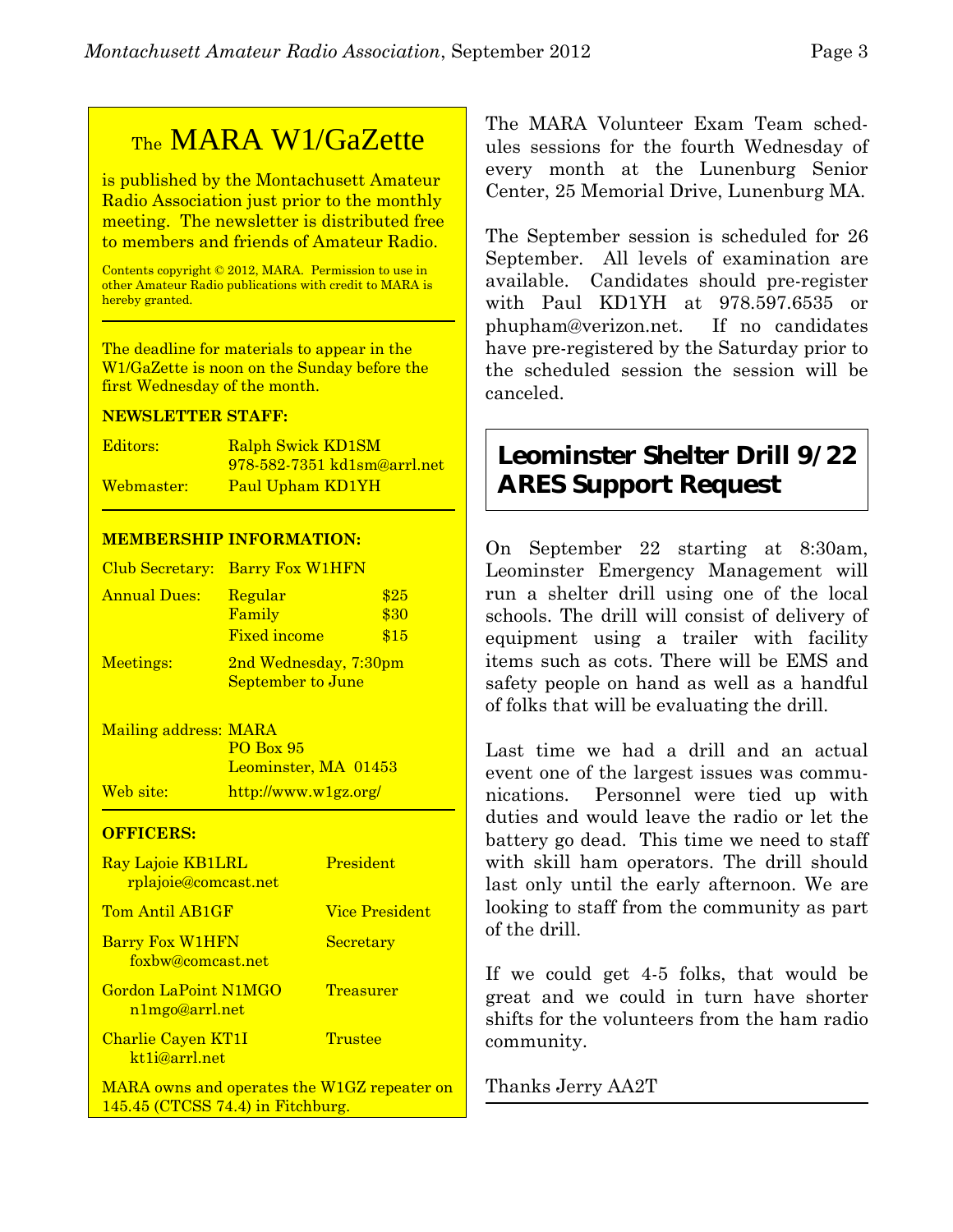## The MARA W1/GaZette

is published by the Montachusett Amateur Radio Association just prior to the monthly meeting. The newsletter is distributed free to members and friends of Amateur Radio.

Contents copyright © 2012, MARA. Permission to use in other Amateur Radio publications with credit to MARA is hereby granted.

The deadline for materials to appear in the W1/GaZette is noon on the Sunday before the first Wednesday of the month.

**NEWSLETTER STAFF:**

| | |
|---|---|
| Editors: | Ralph Swick KD1SM<br>978-582-7351 kd1sm@arrl.net |
| Webmaster: | Paul Upham KD1YH |

**MEMBERSHIP INFORMATION:**

| | | |
|---|---|---|
| Club Secretary: | Barry Fox W1HFN | |
| Annual Dues: | Regular | $25 |
| | Family | $30 |
| | Fixed income | $15 |
| Meetings: | 2nd Wednesday, 7:30pm<br>September to June | |
| Mailing address: | MARA<br>PO Box 95<br>Leominster, MA 01453 | |
| Web site: | http://www.w1gz.org/ | |

**OFFICERS:**

| | |
|---|---|
| Ray Lajoie KB1LRL<br>rplajoie@comcast.net | President |
| Tom Antil AB1GF | Vice President |
| Barry Fox W1HFN<br>foxbw@comcast.net | Secretary |
| Gordon LaPoint N1MGO<br>n1mgo@arrl.net | Treasurer |
| Charlie Cayen KT1I<br>kt1i@arrl.net | Trustee |

MARA owns and operates the W1GZ repeater on 145.45 (CTCSS 74.4) in Fitchburg.

The MARA Volunteer Exam Team schedules sessions for the fourth Wednesday of every month at the Lunenburg Senior Center, 25 Memorial Drive, Lunenburg MA.

The September session is scheduled for 26 September. All levels of examination are available. Candidates should pre-register with Paul KD1YH at 978.597.6535 or phupham@verizon.net. If no candidates have pre-registered by the Saturday prior to the scheduled session the session will be canceled.

## Leominster Shelter Drill 9/22 ARES Support Request

On September 22 starting at 8:30am, Leominster Emergency Management will run a shelter drill using one of the local schools. The drill will consist of delivery of equipment using a trailer with facility items such as cots. There will be EMS and safety people on hand as well as a handful of folks that will be evaluating the drill.

Last time we had a drill and an actual event one of the largest issues was communications. Personnel were tied up with duties and would leave the radio or let the battery go dead. This time we need to staff with skill ham operators. The drill should last only until the early afternoon. We are looking to staff from the community as part of the drill.

If we could get 4-5 folks, that would be great and we could in turn have shorter shifts for the volunteers from the ham radio community.

Thanks Jerry AA2T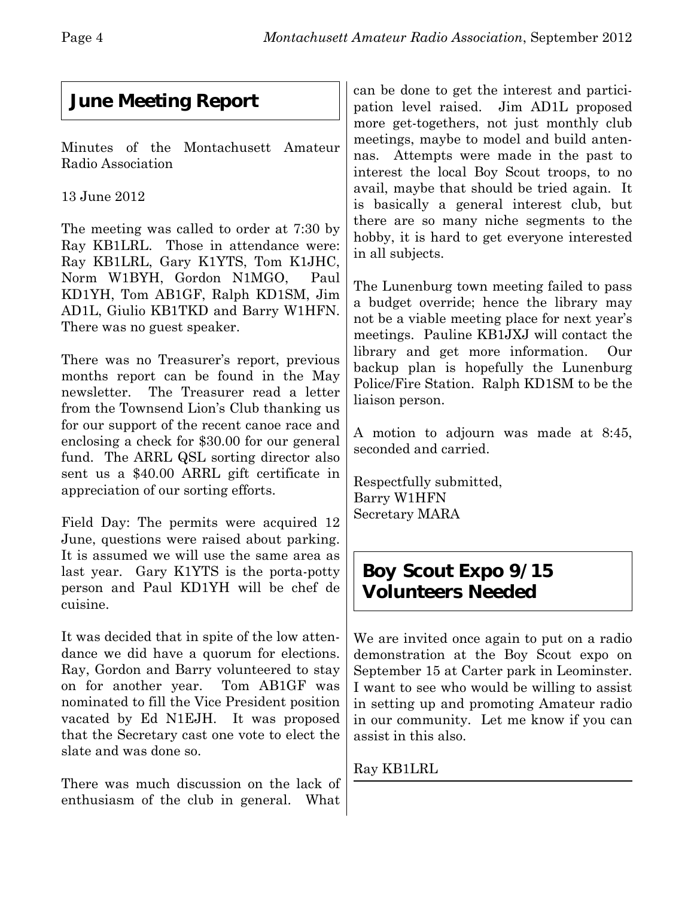## June Meeting Report

Minutes of the Montachusett Amateur Radio Association

13 June 2012

The meeting was called to order at 7:30 by Ray KB1LRL. Those in attendance were: Ray KB1LRL, Gary K1YTS, Tom K1JHC, Norm W1BYH, Gordon N1MGO, Paul KD1YH, Tom AB1GF, Ralph KD1SM, Jim AD1L, Giulio KB1TKD and Barry W1HFN. There was no guest speaker.

There was no Treasurer's report, previous months report can be found in the May newsletter. The Treasurer read a letter from the Townsend Lion's Club thanking us for our support of the recent canoe race and enclosing a check for $30.00 for our general fund. The ARRL QSL sorting director also sent us a $40.00 ARRL gift certificate in appreciation of our sorting efforts.

Field Day: The permits were acquired 12 June, questions were raised about parking. It is assumed we will use the same area as last year. Gary K1YTS is the porta-potty person and Paul KD1YH will be chef de cuisine.

It was decided that in spite of the low attendance we did have a quorum for elections. Ray, Gordon and Barry volunteered to stay on for another year. Tom AB1GF was nominated to fill the Vice President position vacated by Ed N1EJH. It was proposed that the Secretary cast one vote to elect the slate and was done so.

There was much discussion on the lack of enthusiasm of the club in general. What can be done to get the interest and participation level raised. Jim AD1L proposed more get-togethers, not just monthly club meetings, maybe to model and build antennas. Attempts were made in the past to interest the local Boy Scout troops, to no avail, maybe that should be tried again. It is basically a general interest club, but there are so many niche segments to the hobby, it is hard to get everyone interested in all subjects.

The Lunenburg town meeting failed to pass a budget override; hence the library may not be a viable meeting place for next year's meetings. Pauline KB1JXJ will contact the library and get more information. Our backup plan is hopefully the Lunenburg Police/Fire Station. Ralph KD1SM to be the liaison person.

A motion to adjourn was made at 8:45, seconded and carried.

Respectfully submitted,
Barry W1HFN
Secretary MARA

## Boy Scout Expo 9/15 Volunteers Needed

We are invited once again to put on a radio demonstration at the Boy Scout expo on September 15 at Carter park in Leominster. I want to see who would be willing to assist in setting up and promoting Amateur radio in our community. Let me know if you can assist in this also.

Ray KB1LRL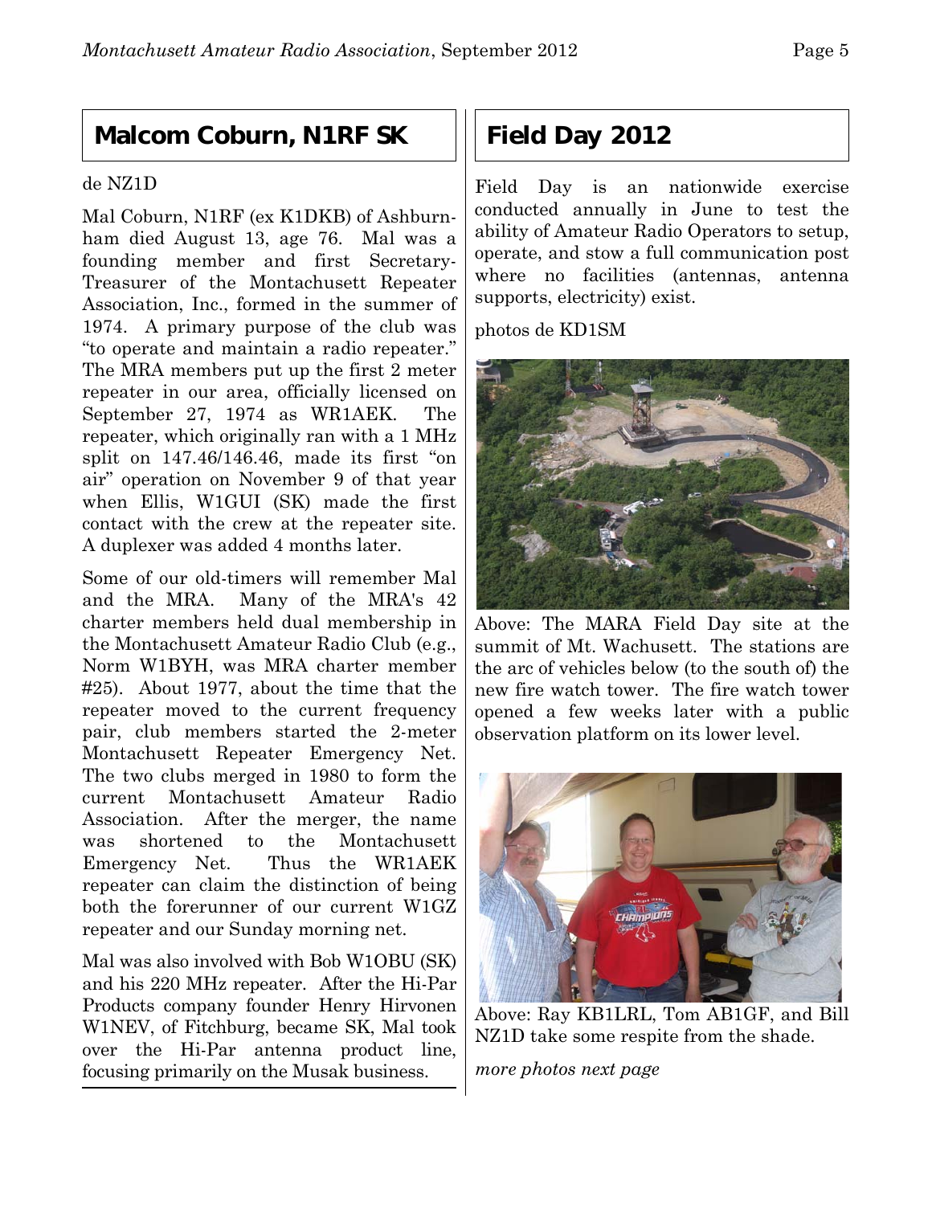## Malcom Coburn, N1RF SK

de NZ1D

Mal Coburn, N1RF (ex K1DKB) of Ashburnham died August 13, age 76. Mal was a founding member and first Secretary-Treasurer of the Montachusett Repeater Association, Inc., formed in the summer of 1974. A primary purpose of the club was "to operate and maintain a radio repeater." The MRA members put up the first 2 meter repeater in our area, officially licensed on September 27, 1974 as WR1AEK. The repeater, which originally ran with a 1 MHz split on 147.46/146.46, made its first "on air" operation on November 9 of that year when Ellis, W1GUI (SK) made the first contact with the crew at the repeater site. A duplexer was added 4 months later.

Some of our old-timers will remember Mal and the MRA. Many of the MRA's 42 charter members held dual membership in the Montachusett Amateur Radio Club (e.g., Norm W1BYH, was MRA charter member #25). About 1977, about the time that the repeater moved to the current frequency pair, club members started the 2-meter Montachusett Repeater Emergency Net. The two clubs merged in 1980 to form the current Montachusett Amateur Radio Association. After the merger, the name was shortened to the Montachusett Emergency Net. Thus the WR1AEK repeater can claim the distinction of being both the forerunner of our current W1GZ repeater and our Sunday morning net.

Mal was also involved with Bob W1OBU (SK) and his 220 MHz repeater. After the Hi-Par Products company founder Henry Hirvonen W1NEV, of Fitchburg, became SK, Mal took over the Hi-Par antenna product line, focusing primarily on the Musak business.

## Field Day 2012

Field Day is an nationwide exercise conducted annually in June to test the ability of Amateur Radio Operators to setup, operate, and stow a full communication post where no facilities (antennas, antenna supports, electricity) exist.

photos de KD1SM

Above: The MARA Field Day site at the summit of Mt. Wachusett. The stations are the arc of vehicles below (to the south of) the new fire watch tower. The fire watch tower opened a few weeks later with a public observation platform on its lower level.

Above: Ray KB1LRL, Tom AB1GF, and Bill NZ1D take some respite from the shade.

*more photos next page*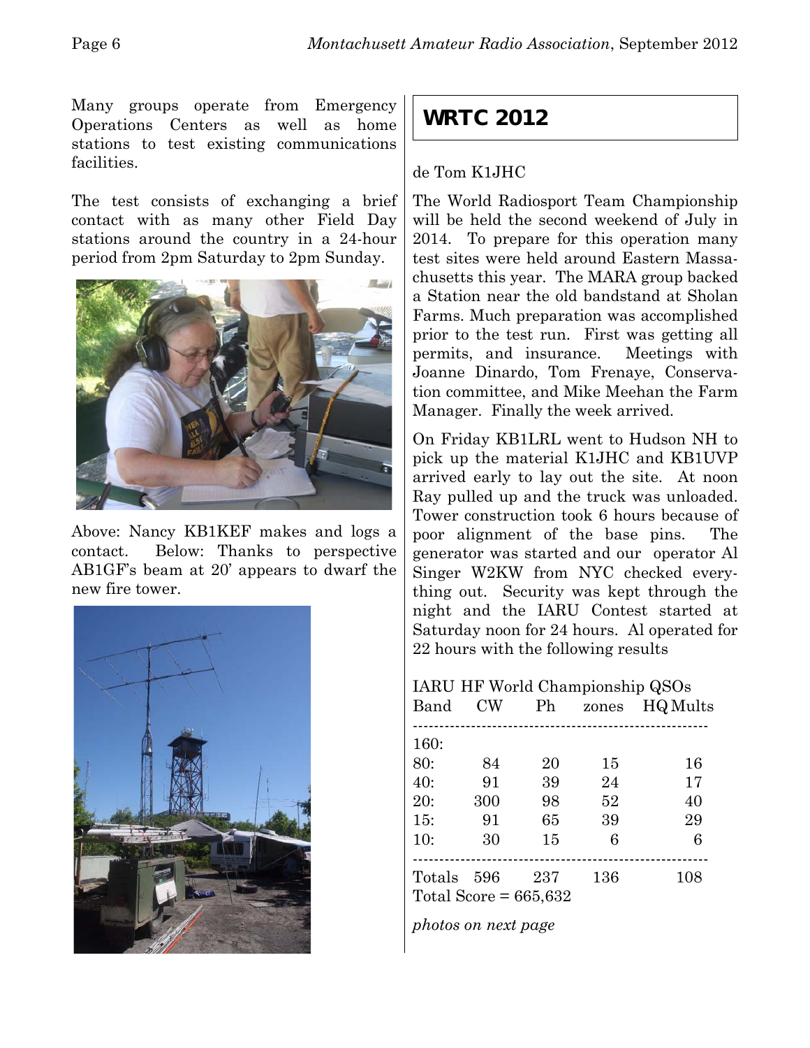Many groups operate from Emergency Operations Centers as well as home stations to test existing communications facilities.

The test consists of exchanging a brief contact with as many other Field Day stations around the country in a 24-hour period from 2pm Saturday to 2pm Sunday.

Above: Nancy KB1KEF makes and logs a contact. Below: Thanks to perspective AB1GF's beam at 20' appears to dwarf the new fire tower.

## WRTC 2012

de Tom K1JHC

The World Radiosport Team Championship will be held the second weekend of July in 2014. To prepare for this operation many test sites were held around Eastern Massachusetts this year. The MARA group backed a Station near the old bandstand at Sholan Farms. Much preparation was accomplished prior to the test run. First was getting all permits, and insurance. Meetings with Joanne Dinardo, Tom Frenaye, Conservation committee, and Mike Meehan the Farm Manager. Finally the week arrived.

On Friday KB1LRL went to Hudson NH to pick up the material K1JHC and KB1UVP arrived early to lay out the site. At noon Ray pulled up and the truck was unloaded. Tower construction took 6 hours because of poor alignment of the base pins. The generator was started and our operator Al Singer W2KW from NYC checked everything out. Security was kept through the night and the IARU Contest started at Saturday noon for 24 hours. Al operated for 22 hours with the following results

IARU HF World Championship QSOs

| Band | CW | Ph | zones | HQ Mults |
|---|---|---|---|---|
| 160: | | | | |
| 80: | 84 | 20 | 15 | 16 |
| 40: | 91 | 39 | 24 | 17 |
| 20: | 300 | 98 | 52 | 40 |
| 15: | 91 | 65 | 39 | 29 |
| 10: | 30 | 15 | 6 | 6 |
| Totals | 596 | 237 | 136 | 108 |

Total Score = 665,632

*photos on next page*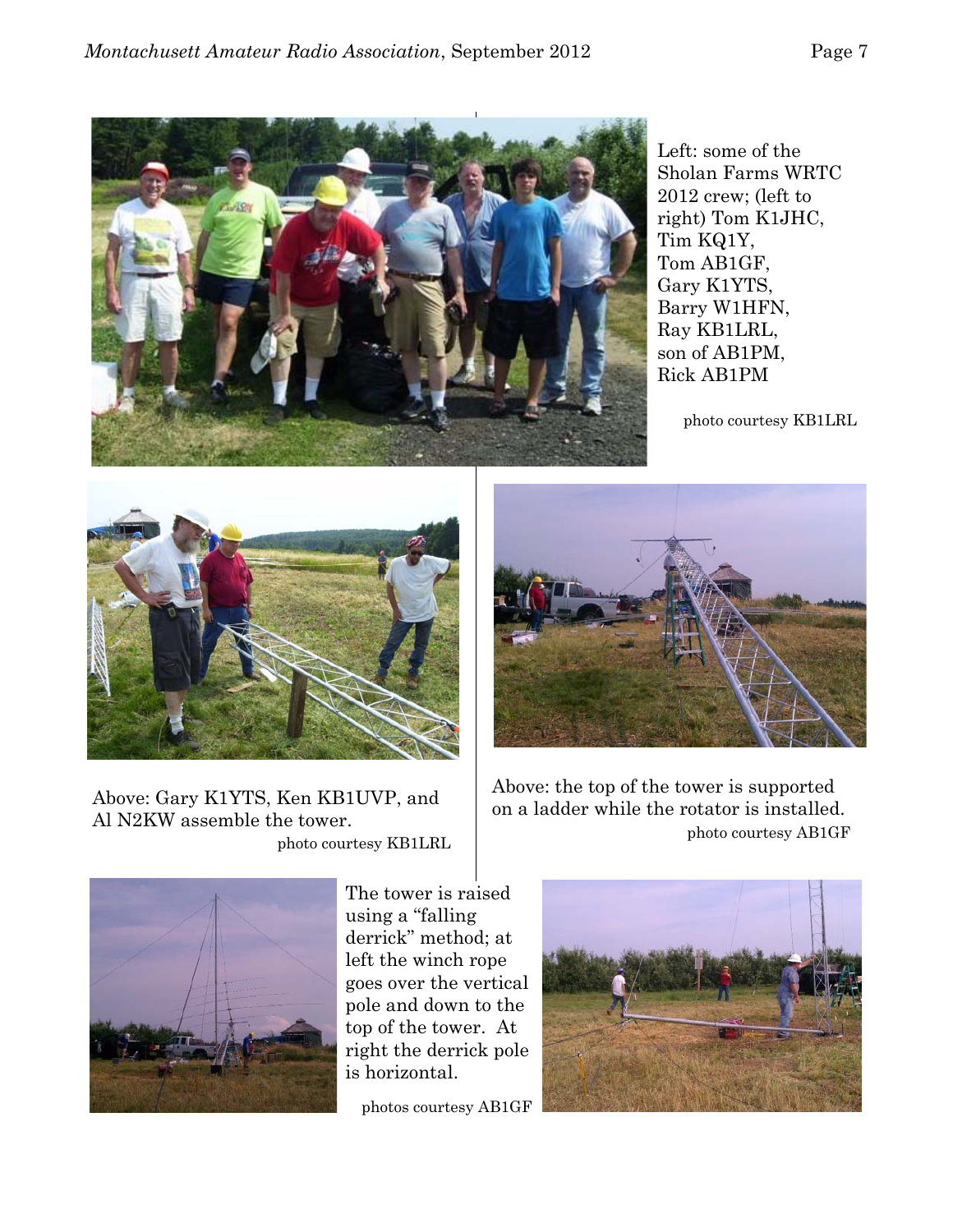Left: some of the Sholan Farms WRTC 2012 crew; (left to right) Tom K1JHC, Tim KQ1Y, Tom AB1GF, Gary K1YTS, Barry W1HFN, Ray KB1LRL, son of AB1PM, Rick AB1PM

photo courtesy KB1LRL

Above: Gary K1YTS, Ken KB1UVP, and Al N2KW assemble the tower.

photo courtesy KB1LRL

Above: the top of the tower is supported on a ladder while the rotator is installed.

photo courtesy AB1GF

The tower is raised using a "falling derrick" method; at left the winch rope goes over the vertical pole and down to the top of the tower. At right the derrick pole is horizontal.

photos courtesy AB1GF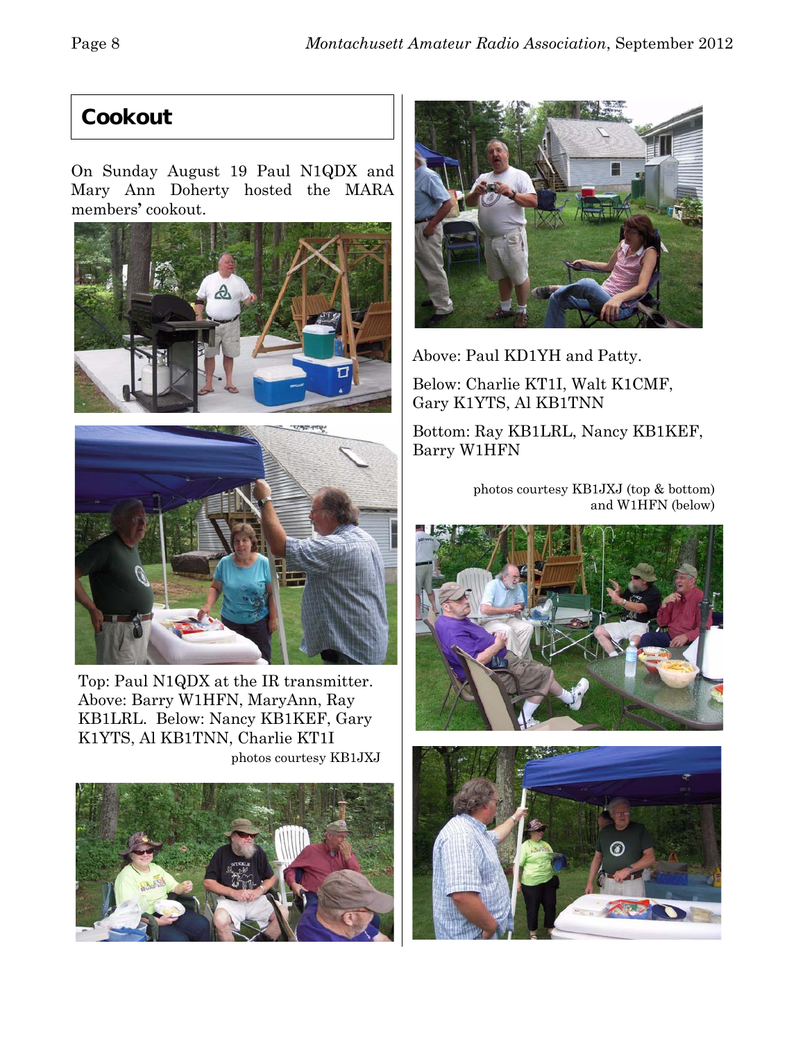## Cookout

On Sunday August 19 Paul N1QDX and Mary Ann Doherty hosted the MARA members' cookout.

Top: Paul N1QDX at the IR transmitter. Above: Barry W1HFN, MaryAnn, Ray KB1LRL. Below: Nancy KB1KEF, Gary K1YTS, Al KB1TNN, Charlie KT1I

photos courtesy KB1JXJ

Above: Paul KD1YH and Patty.

Below: Charlie KT1I, Walt K1CMF, Gary K1YTS, Al KB1TNN

Bottom: Ray KB1LRL, Nancy KB1KEF, Barry W1HFN

photos courtesy KB1JXJ (top & bottom) and W1HFN (below)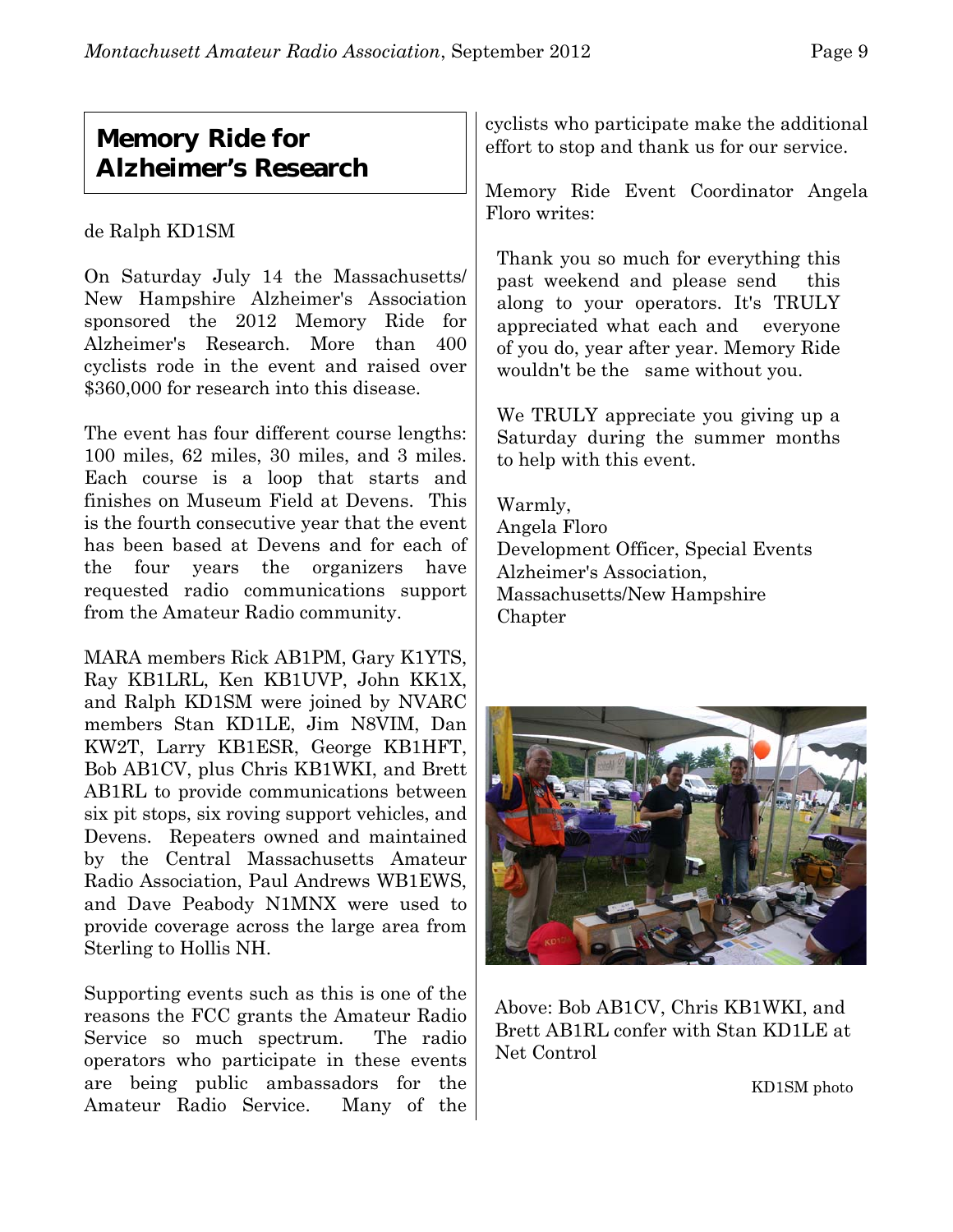## Memory Ride for Alzheimer's Research

de Ralph KD1SM

On Saturday July 14 the Massachusetts/ New Hampshire Alzheimer's Association sponsored the 2012 Memory Ride for Alzheimer's Research. More than 400 cyclists rode in the event and raised over $360,000 for research into this disease.

The event has four different course lengths: 100 miles, 62 miles, 30 miles, and 3 miles. Each course is a loop that starts and finishes on Museum Field at Devens. This is the fourth consecutive year that the event has been based at Devens and for each of the four years the organizers have requested radio communications support from the Amateur Radio community.

MARA members Rick AB1PM, Gary K1YTS, Ray KB1LRL, Ken KB1UVP, John KK1X, and Ralph KD1SM were joined by NVARC members Stan KD1LE, Jim N8VIM, Dan KW2T, Larry KB1ESR, George KB1HFT, Bob AB1CV, plus Chris KB1WKI, and Brett AB1RL to provide communications between six pit stops, six roving support vehicles, and Devens. Repeaters owned and maintained by the Central Massachusetts Amateur Radio Association, Paul Andrews WB1EWS, and Dave Peabody N1MNX were used to provide coverage across the large area from Sterling to Hollis NH.

Supporting events such as this is one of the reasons the FCC grants the Amateur Radio Service so much spectrum. The radio operators who participate in these events are being public ambassadors for the Amateur Radio Service. Many of the cyclists who participate make the additional effort to stop and thank us for our service.

Memory Ride Event Coordinator Angela Floro writes:

> Thank you so much for everything this past weekend and please send this along to your operators. It's TRULY appreciated what each and everyone of you do, year after year. Memory Ride wouldn't be the same without you.
>
> We TRULY appreciate you giving up a Saturday during the summer months to help with this event.
>
> Warmly,
> Angela Floro
> Development Officer, Special Events
> Alzheimer's Association,
> Massachusetts/New Hampshire Chapter

Above: Bob AB1CV, Chris KB1WKI, and Brett AB1RL confer with Stan KD1LE at Net Control

KD1SM photo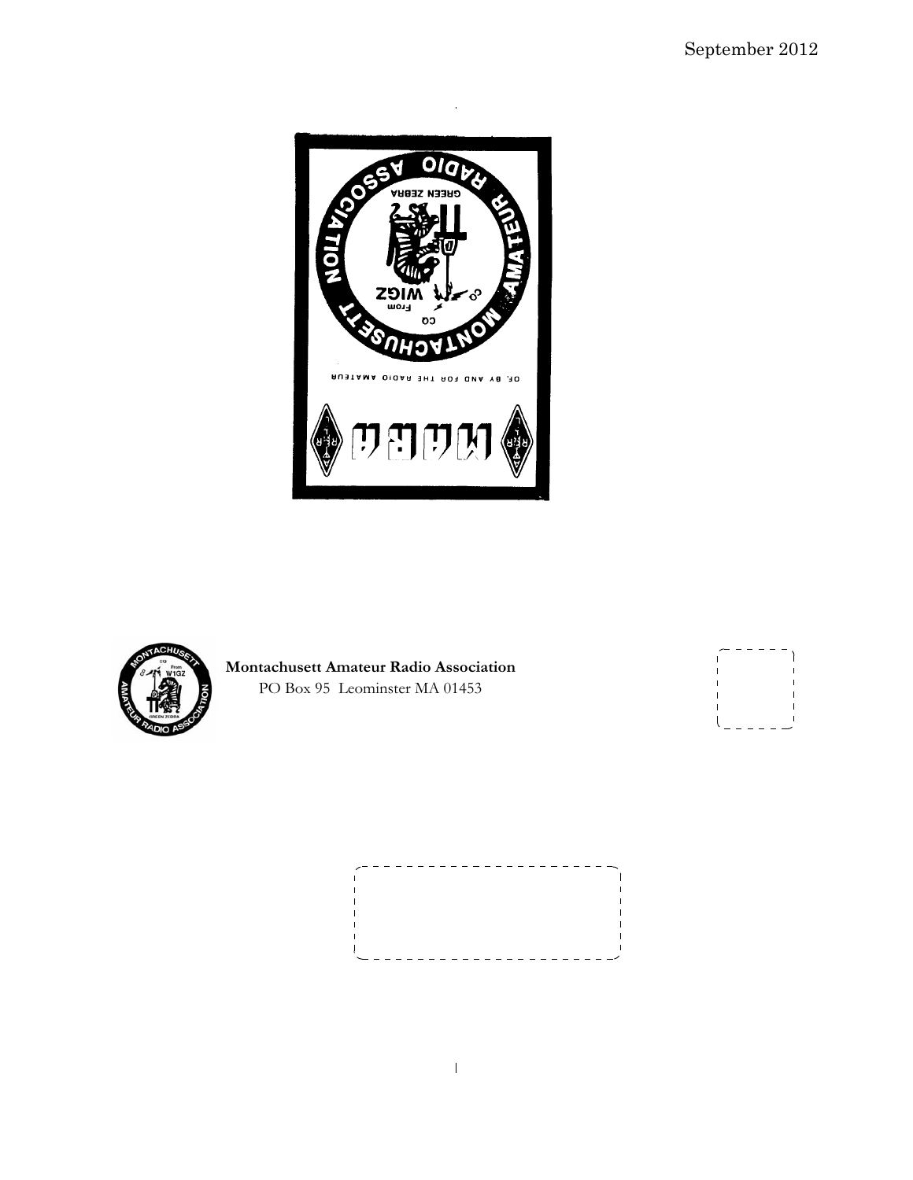Montachusett Amateur Radio Association

PO Box 95 Leominster MA 01453